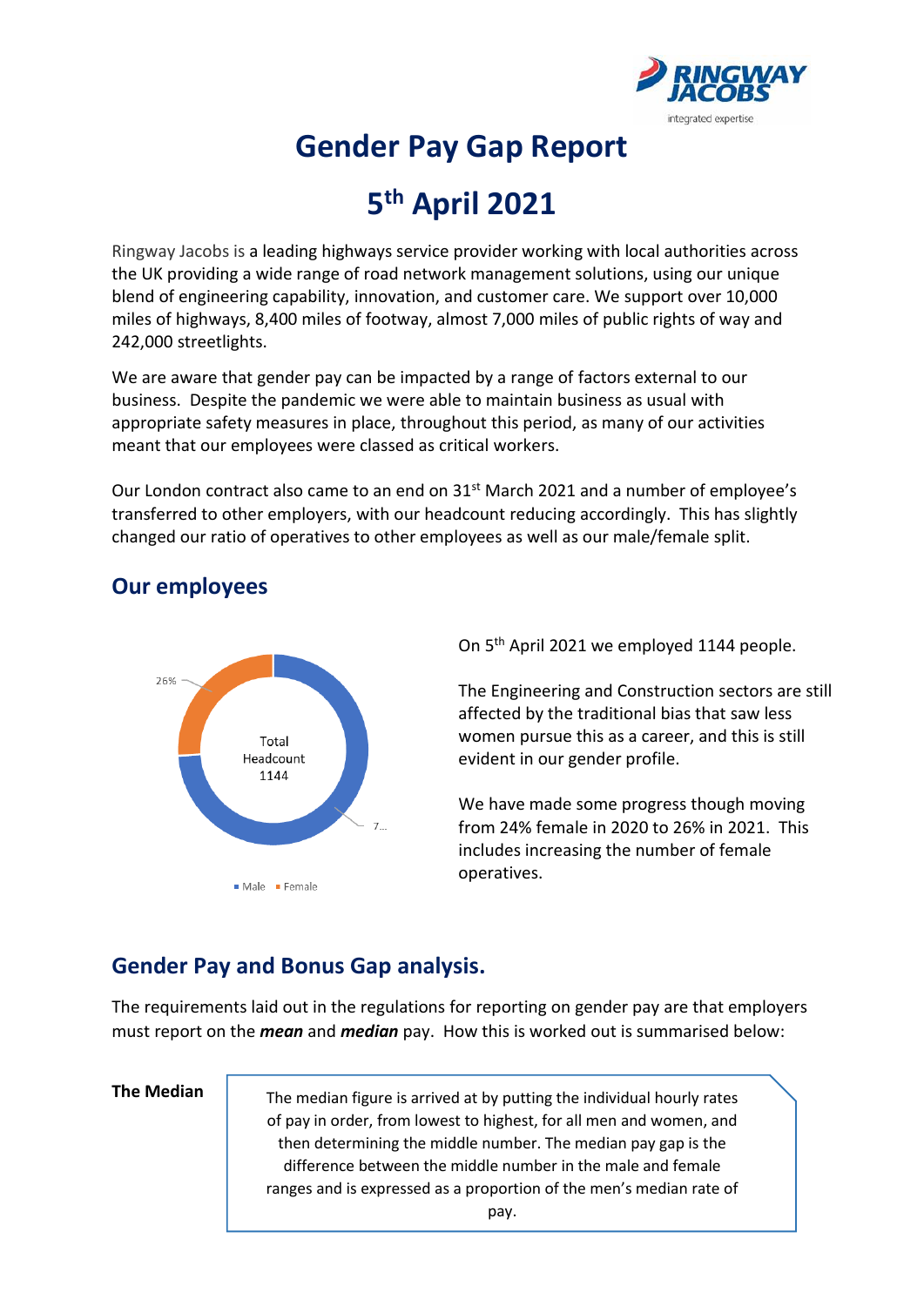# Gender Pay Gap Report

# 5th April 2021

Ringway Jacobs is a leading highways service provider working with local authorities across the UK providing a wide range of road network management solutions, using our unique blend of engineering capability, innovation, and customer care. We support over 10,000 miles of highways, 8,400 miles of footway, almost 7,000 miles of public rights of way and 242,000 streetlights.

We are aware that gender pay can be impacted by a range of factors external to our business. Despite the pandemic we were able to maintain business as usual with appropriate safety measures in place, throughout this period, as many of our activities meant that our employees were classed as critical workers.

Our London contract also came to an end on 31st March 2021 and a number of employee's transferred to other employers, with our headcount reducing accordingly. This has slightly changed our ratio of operatives to other employees as well as our male/female split.

## Our employees

26%

Total Headcount 1144

7...

Male Female

On 5th April 2021 we employed 1144 people.

The Engineering and Construction sectors are still affected by the traditional bias that saw less women pursue this as a career, and this is still evident in our gender profile.

We have made some progress though moving from 24% female in 2020 to 26% in 2021. This includes increasing the number of female operatives.

## Gender Pay and Bonus Gap analysis.

The requirements laid out in the regulations for reporting on gender pay are that employers must report on the ***mean*** and ***median*** pay. How this is worked out is summarised below:

**The Median**

The median figure is arrived at by putting the individual hourly rates of pay in order, from lowest to highest, for all men and women, and then determining the middle number. The median pay gap is the difference between the middle number in the male and female ranges and is expressed as a proportion of the men's median rate of pay.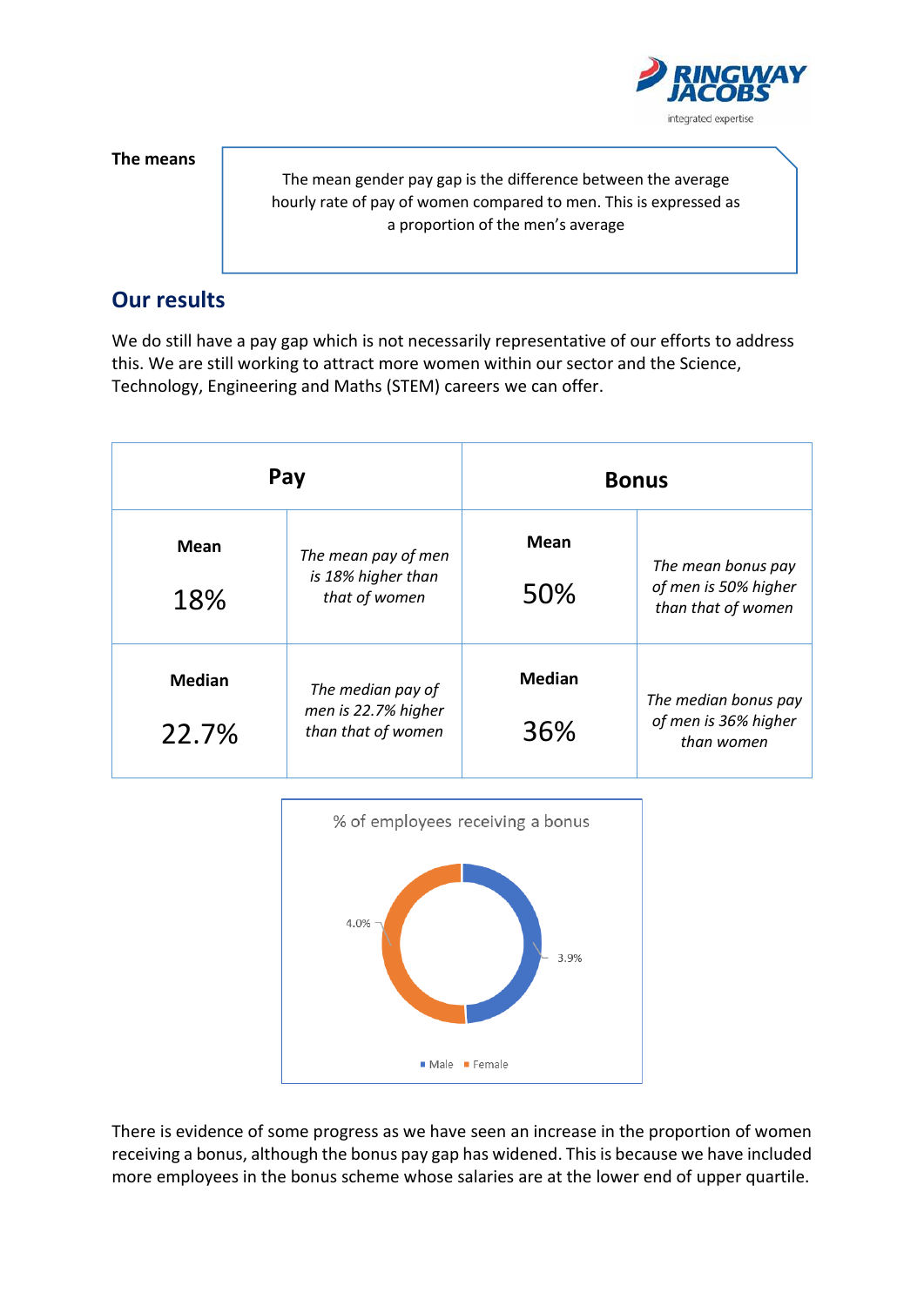**The means**

The mean gender pay gap is the difference between the average hourly rate of pay of women compared to men. This is expressed as a proportion of the men's average

## Our results

We do still have a pay gap which is not necessarily representative of our efforts to address this. We are still working to attract more women within our sector and the Science, Technology, Engineering and Maths (STEM) careers we can offer.

| Pay | | Bonus | |
|---|---|---|---|
| **Mean** 18% | *The mean pay of men is 18% higher than that of women* | **Mean** 50% | *The mean bonus pay of men is 50% higher than that of women* |
| **Median** 22.7% | *The median pay of men is 22.7% higher than that of women* | **Median** 36% | *The median bonus pay of men is 36% higher than women* |

% of employees receiving a bonus

| | % |
|---|---|
| Male | 3.9% |
| Female | 4.0% |

There is evidence of some progress as we have seen an increase in the proportion of women receiving a bonus, although the bonus pay gap has widened. This is because we have included more employees in the bonus scheme whose salaries are at the lower end of upper quartile.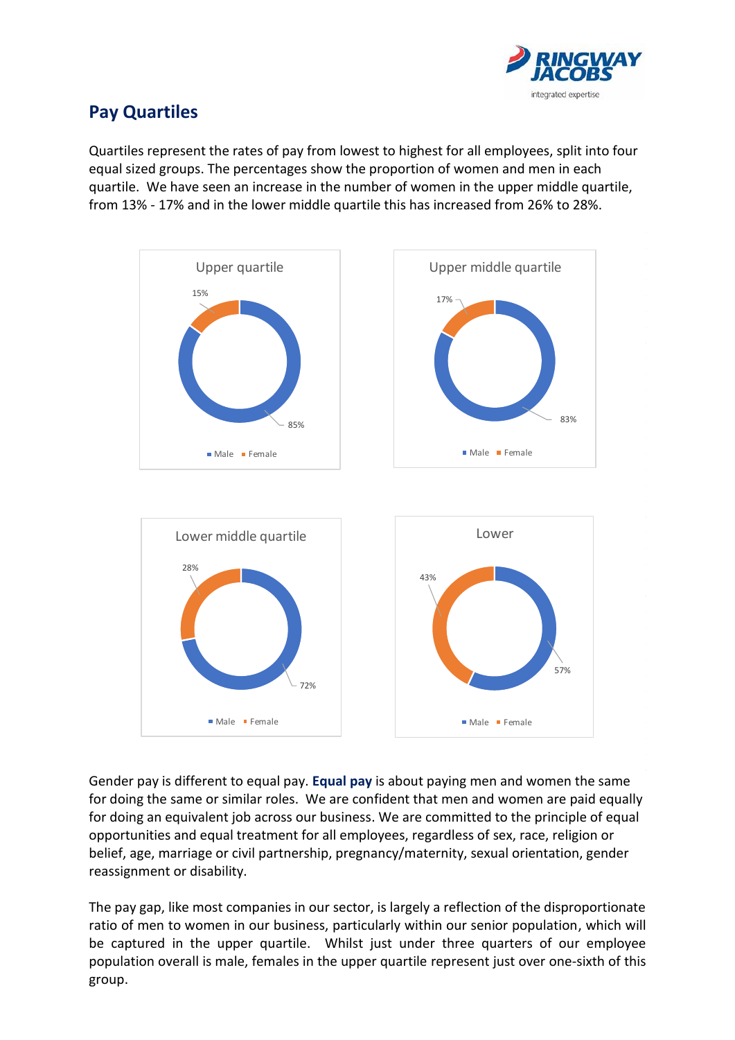## Pay Quartiles

Quartiles represent the rates of pay from lowest to highest for all employees, split into four equal sized groups. The percentages show the proportion of women and men in each quartile. We have seen an increase in the number of women in the upper middle quartile, from 13% - 17% and in the lower middle quartile this has increased from 26% to 28%.

Upper quartile

15%

85%

Male Female

Upper middle quartile

17%

83%

Male Female

Lower middle quartile

28%

72%

Male Female

Lower

43%

57%

Male Female

Gender pay is different to equal pay. **Equal pay** is about paying men and women the same for doing the same or similar roles. We are confident that men and women are paid equally for doing an equivalent job across our business. We are committed to the principle of equal opportunities and equal treatment for all employees, regardless of sex, race, religion or belief, age, marriage or civil partnership, pregnancy/maternity, sexual orientation, gender reassignment or disability.

The pay gap, like most companies in our sector, is largely a reflection of the disproportionate ratio of men to women in our business, particularly within our senior population, which will be captured in the upper quartile. Whilst just under three quarters of our employee population overall is male, females in the upper quartile represent just over one-sixth of this group.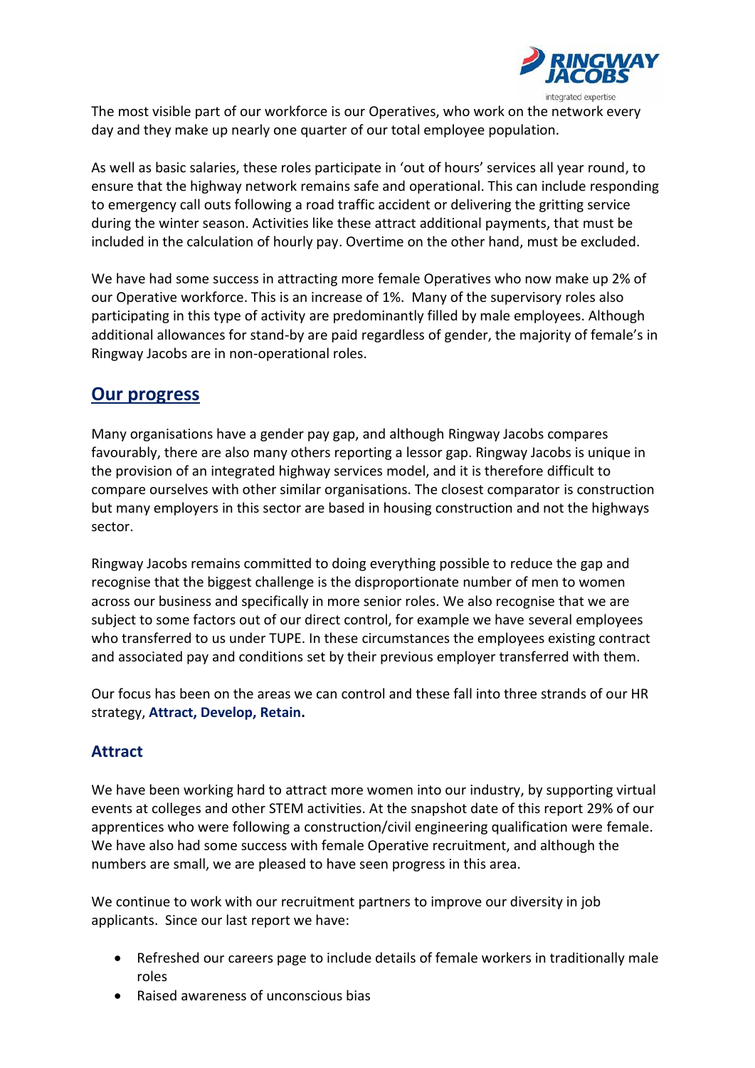The most visible part of our workforce is our Operatives, who work on the network every day and they make up nearly one quarter of our total employee population.

As well as basic salaries, these roles participate in 'out of hours' services all year round, to ensure that the highway network remains safe and operational. This can include responding to emergency call outs following a road traffic accident or delivering the gritting service during the winter season. Activities like these attract additional payments, that must be included in the calculation of hourly pay. Overtime on the other hand, must be excluded.

We have had some success in attracting more female Operatives who now make up 2% of our Operative workforce. This is an increase of 1%. Many of the supervisory roles also participating in this type of activity are predominantly filled by male employees. Although additional allowances for stand-by are paid regardless of gender, the majority of female's in Ringway Jacobs are in non-operational roles.

## Our progress

Many organisations have a gender pay gap, and although Ringway Jacobs compares favourably, there are also many others reporting a lessor gap. Ringway Jacobs is unique in the provision of an integrated highway services model, and it is therefore difficult to compare ourselves with other similar organisations. The closest comparator is construction but many employers in this sector are based in housing construction and not the highways sector.

Ringway Jacobs remains committed to doing everything possible to reduce the gap and recognise that the biggest challenge is the disproportionate number of men to women across our business and specifically in more senior roles. We also recognise that we are subject to some factors out of our direct control, for example we have several employees who transferred to us under TUPE. In these circumstances the employees existing contract and associated pay and conditions set by their previous employer transferred with them.

Our focus has been on the areas we can control and these fall into three strands of our HR strategy, **Attract, Develop, Retain.**

### Attract

We have been working hard to attract more women into our industry, by supporting virtual events at colleges and other STEM activities. At the snapshot date of this report 29% of our apprentices who were following a construction/civil engineering qualification were female. We have also had some success with female Operative recruitment, and although the numbers are small, we are pleased to have seen progress in this area.

We continue to work with our recruitment partners to improve our diversity in job applicants. Since our last report we have:

- Refreshed our careers page to include details of female workers in traditionally male roles
- Raised awareness of unconscious bias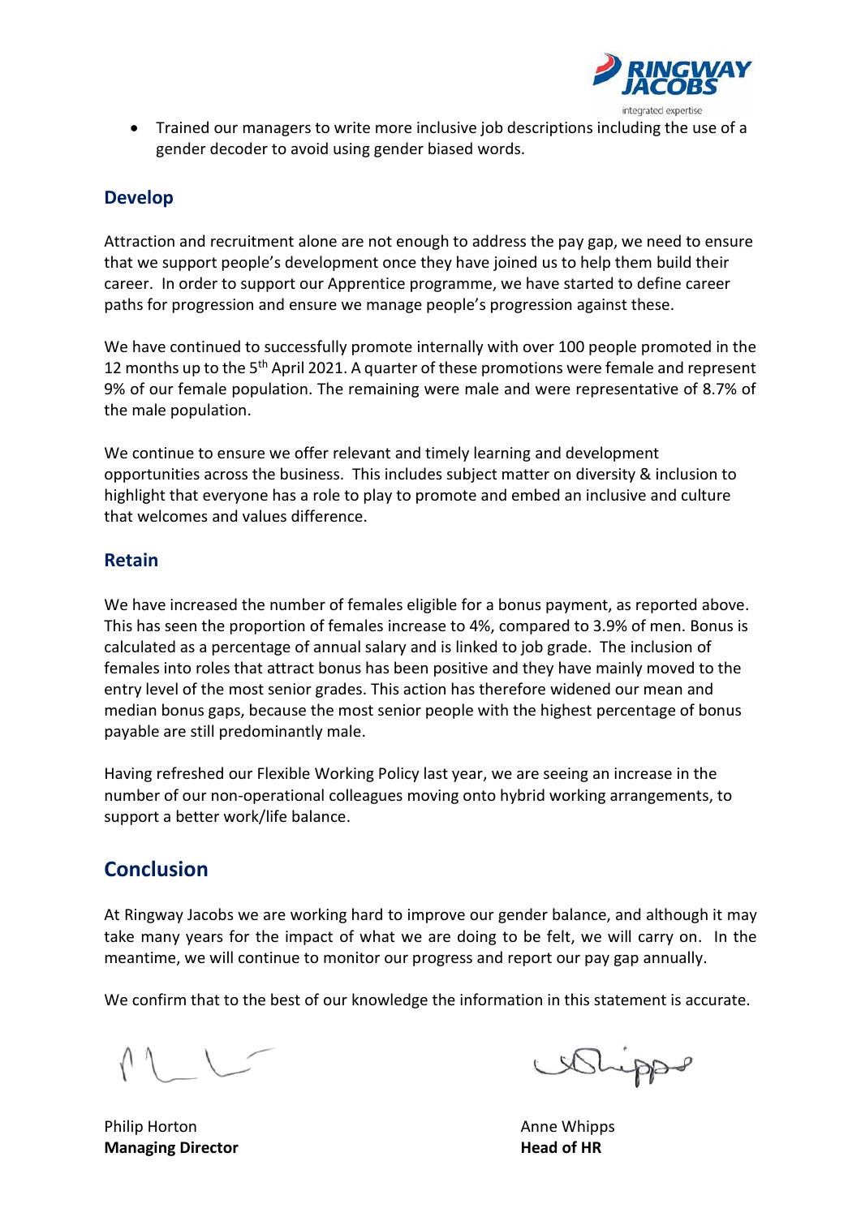- Trained our managers to write more inclusive job descriptions including the use of a gender decoder to avoid using gender biased words.

## Develop

Attraction and recruitment alone are not enough to address the pay gap, we need to ensure that we support people's development once they have joined us to help them build their career. In order to support our Apprentice programme, we have started to define career paths for progression and ensure we manage people's progression against these.

We have continued to successfully promote internally with over 100 people promoted in the 12 months up to the 5th April 2021. A quarter of these promotions were female and represent 9% of our female population. The remaining were male and were representative of 8.7% of the male population.

We continue to ensure we offer relevant and timely learning and development opportunities across the business. This includes subject matter on diversity & inclusion to highlight that everyone has a role to play to promote and embed an inclusive and culture that welcomes and values difference.

## Retain

We have increased the number of females eligible for a bonus payment, as reported above. This has seen the proportion of females increase to 4%, compared to 3.9% of men. Bonus is calculated as a percentage of annual salary and is linked to job grade. The inclusion of females into roles that attract bonus has been positive and they have mainly moved to the entry level of the most senior grades. This action has therefore widened our mean and median bonus gaps, because the most senior people with the highest percentage of bonus payable are still predominantly male.

Having refreshed our Flexible Working Policy last year, we are seeing an increase in the number of our non-operational colleagues moving onto hybrid working arrangements, to support a better work/life balance.

# Conclusion

At Ringway Jacobs we are working hard to improve our gender balance, and although it may take many years for the impact of what we are doing to be felt, we will carry on. In the meantime, we will continue to monitor our progress and report our pay gap annually.

We confirm that to the best of our knowledge the information in this statement is accurate.

Philip Horton
**Managing Director**

Anne Whipps
**Head of HR**